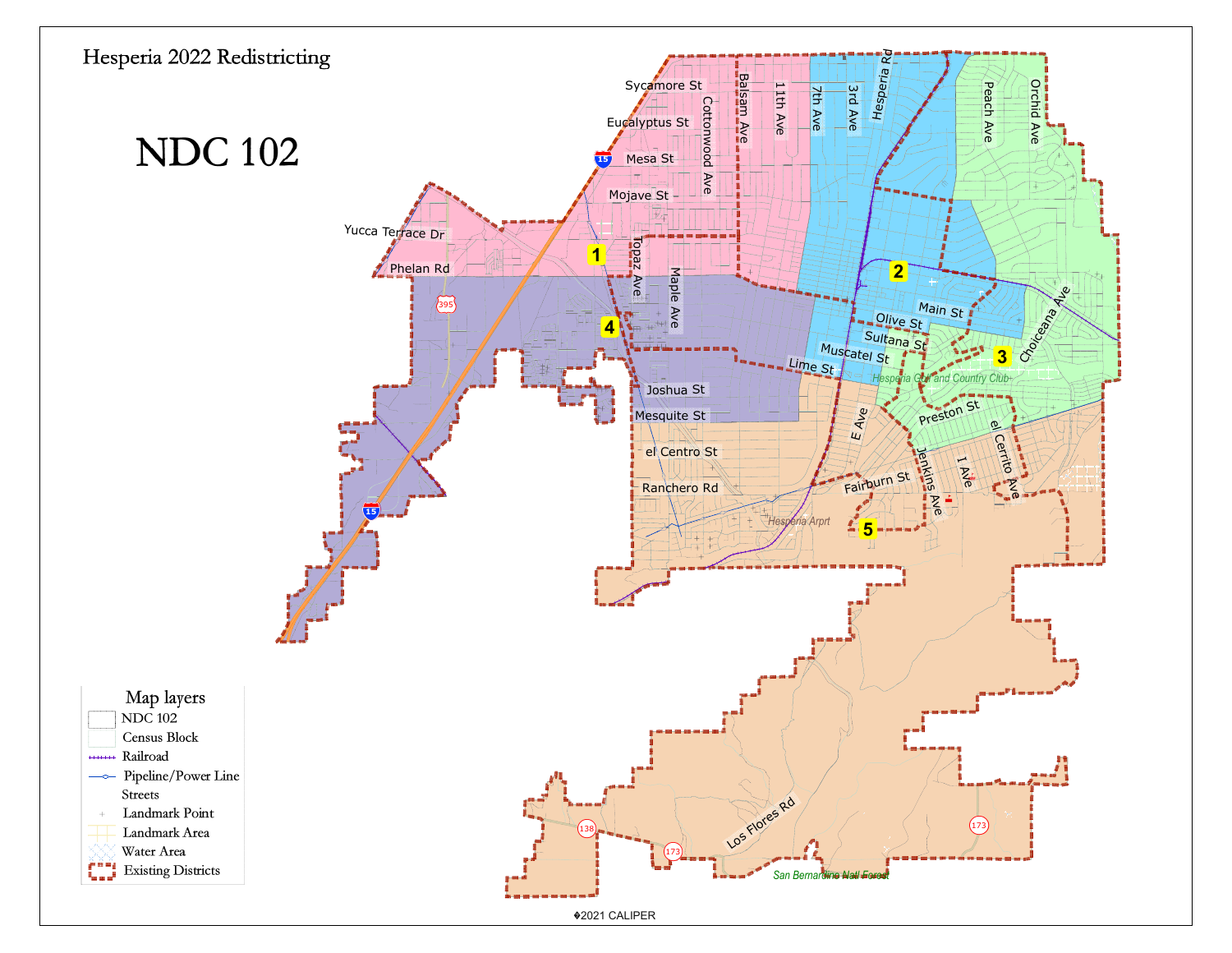# Hesperia 2022 Redistricting

## NDC 102

Sycamore St
Eucalyptus St
Mesa St
Mojave St
Yucca Terrace Dr
Phelan Rd
Cottonwood Ave
Balsam Ave
11th Ave
7th Ave
3rd Ave
Hesperia Rd
Peach Ave
Orchid Ave
Topaz Ave
Maple Ave
Main St
Olive St
Sultana St
Muscatel St
Lime St
Choiceana Ave
Hesperia Golf and Country Club
Joshua St
Mesquite St
el Centro St
Ranchero Rd
E Ave
Preston St
el Cerrito Ave
Jenkins Ave
I Ave
Fairburn St
Hesperia Arpt
Los Flores Rd
San Bernardino Nat'l Forest

1
2
3
4
5

395
15
138
173

**Map layers**

- NDC 102
- Census Block
- Railroad
- Pipeline/Power Line
- Streets
- Landmark Point
- Landmark Area
- Water Area
- Existing Districts

©2021 CALIPER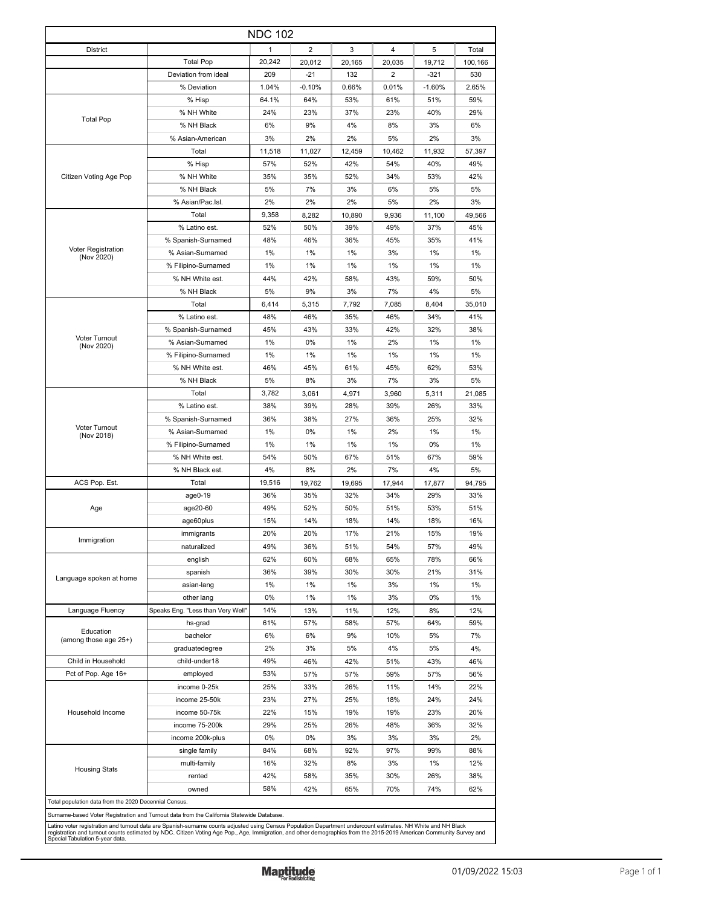# NDC 102

| District | | 1 | 2 | 3 | 4 | 5 | Total |
|---|---|---|---|---|---|---|---|
| | Total Pop | 20,242 | 20,012 | 20,165 | 20,035 | 19,712 | 100,166 |
| | Deviation from ideal | 209 | -21 | 132 | 2 | -321 | 530 |
| | % Deviation | 1.04% | -0.10% | 0.66% | 0.01% | -1.60% | 2.65% |
| Total Pop | % Hisp | 64.1% | 64% | 53% | 61% | 51% | 59% |
| | % NH White | 24% | 23% | 37% | 23% | 40% | 29% |
| | % NH Black | 6% | 9% | 4% | 8% | 3% | 6% |
| | % Asian-American | 3% | 2% | 2% | 5% | 2% | 3% |
| Citizen Voting Age Pop | Total | 11,518 | 11,027 | 12,459 | 10,462 | 11,932 | 57,397 |
| | % Hisp | 57% | 52% | 42% | 54% | 40% | 49% |
| | % NH White | 35% | 35% | 52% | 34% | 53% | 42% |
| | % NH Black | 5% | 7% | 3% | 6% | 5% | 5% |
| | % Asian/Pac.Isl. | 2% | 2% | 2% | 5% | 2% | 3% |
| Voter Registration (Nov 2020) | Total | 9,358 | 8,282 | 10,890 | 9,936 | 11,100 | 49,566 |
| | % Latino est. | 52% | 50% | 39% | 49% | 37% | 45% |
| | % Spanish-Surnamed | 48% | 46% | 36% | 45% | 35% | 41% |
| | % Asian-Surnamed | 1% | 1% | 1% | 3% | 1% | 1% |
| | % Filipino-Surnamed | 1% | 1% | 1% | 1% | 1% | 1% |
| | % NH White est. | 44% | 42% | 58% | 43% | 59% | 50% |
| | % NH Black | 5% | 9% | 3% | 7% | 4% | 5% |
| Voter Turnout (Nov 2020) | Total | 6,414 | 5,315 | 7,792 | 7,085 | 8,404 | 35,010 |
| | % Latino est. | 48% | 46% | 35% | 46% | 34% | 41% |
| | % Spanish-Surnamed | 45% | 43% | 33% | 42% | 32% | 38% |
| | % Asian-Surnamed | 1% | 0% | 1% | 2% | 1% | 1% |
| | % Filipino-Surnamed | 1% | 1% | 1% | 1% | 1% | 1% |
| | % NH White est. | 46% | 45% | 61% | 45% | 62% | 53% |
| | % NH Black | 5% | 8% | 3% | 7% | 3% | 5% |
| Voter Turnout (Nov 2018) | Total | 3,782 | 3,061 | 4,971 | 3,960 | 5,311 | 21,085 |
| | % Latino est. | 38% | 39% | 28% | 39% | 26% | 33% |
| | % Spanish-Surnamed | 36% | 38% | 27% | 36% | 25% | 32% |
| | % Asian-Surnamed | 1% | 0% | 1% | 2% | 1% | 1% |
| | % Filipino-Surnamed | 1% | 1% | 1% | 1% | 0% | 1% |
| | % NH White est. | 54% | 50% | 67% | 51% | 67% | 59% |
| | % NH Black est. | 4% | 8% | 2% | 7% | 4% | 5% |
| ACS Pop. Est. | Total | 19,516 | 19,762 | 19,695 | 17,944 | 17,877 | 94,795 |
| Age | age0-19 | 36% | 35% | 32% | 34% | 29% | 33% |
| | age20-60 | 49% | 52% | 50% | 51% | 53% | 51% |
| | age60plus | 15% | 14% | 18% | 14% | 18% | 16% |
| Immigration | immigrants | 20% | 20% | 17% | 21% | 15% | 19% |
| | naturalized | 49% | 36% | 51% | 54% | 57% | 49% |
| Language spoken at home | english | 62% | 60% | 68% | 65% | 78% | 66% |
| | spanish | 36% | 39% | 30% | 30% | 21% | 31% |
| | asian-lang | 1% | 1% | 1% | 3% | 1% | 1% |
| | other lang | 0% | 1% | 1% | 3% | 0% | 1% |
| Language Fluency | Speaks Eng. "Less than Very Well" | 14% | 13% | 11% | 12% | 8% | 12% |
| Education (among those age 25+) | hs-grad | 61% | 57% | 58% | 57% | 64% | 59% |
| | bachelor | 6% | 6% | 9% | 10% | 5% | 7% |
| | graduatedegree | 2% | 3% | 5% | 4% | 5% | 4% |
| Child in Household | child-under18 | 49% | 46% | 42% | 51% | 43% | 46% |
| Pct of Pop. Age 16+ | employed | 53% | 57% | 57% | 59% | 57% | 56% |
| Household Income | income 0-25k | 25% | 33% | 26% | 11% | 14% | 22% |
| | income 25-50k | 23% | 27% | 25% | 18% | 24% | 24% |
| | income 50-75k | 22% | 15% | 19% | 19% | 23% | 20% |
| | income 75-200k | 29% | 25% | 26% | 48% | 36% | 32% |
| | income 200k-plus | 0% | 0% | 3% | 3% | 3% | 2% |
| Housing Stats | single family | 84% | 68% | 92% | 97% | 99% | 88% |
| | multi-family | 16% | 32% | 8% | 3% | 1% | 12% |
| | rented | 42% | 58% | 35% | 30% | 26% | 38% |
| | owned | 58% | 42% | 65% | 70% | 74% | 62% |

Total population data from the 2020 Decennial Census.

Surname-based Voter Registration and Turnout data from the California Statewide Database.

Latino voter registration and turnout data are Spanish-surname counts adjusted using Census Population Department undercount estimates. NH White and NH Black registration and turnout counts estimated by NDC. Citizen Voting Age Pop., Age, Immigration, and other demographics from the 2015-2019 American Community Survey and Special Tabulation 5-year data.

01/09/2022 15:03